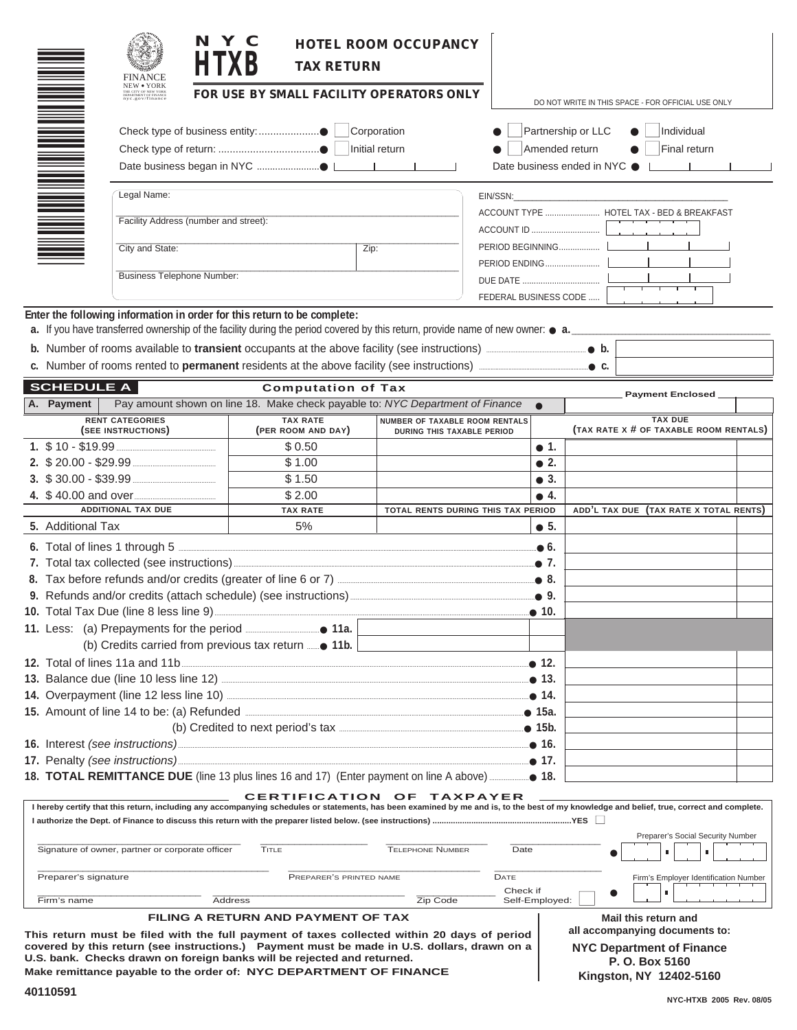FINANCE
NEW • YORK
THE CITY OF NEW YORK
DEPARTMENT OF FINANCE
nyc.gov/finance

# NYC HTXB HOTEL ROOM OCCUPANCY TAX RETURN

**FOR USE BY SMALL FACILITY OPERATORS ONLY**

DO NOT WRITE IN THIS SPACE - FOR OFFICIAL USE ONLY

Check type of business entity: ● ☐ Corporation ● ☐ Partnership or LLC ● ☐ Individual

Check type of return: ● ☐ Initial return ● ☐ Amended return ● ☐ Final return

Date business began in NYC ● ______ Date business ended in NYC ● ______

Legal Name:

Facility Address (number and street):

City and State: Zip:

Business Telephone Number:

EIN/SSN: ______

ACCOUNT TYPE ........ HOTEL TAX - BED & BREAKFAST

ACCOUNT ID ........

PERIOD BEGINNING........

PERIOD ENDING........

DUE DATE ........

FEDERAL BUSINESS CODE .....

**Enter the following information in order for this return to be complete:**

**a.** If you have transferred ownership of the facility during the period covered by this return, provide name of new owner: ● **a.** ______

**b.** Number of rooms available to **transient** occupants at the above facility (see instructions) ● **b.**

**c.** Number of rooms rented to **permanent** residents at the above facility (see instructions) ● **c.**

## SCHEDULE A Computation of Tax

**A. Payment** Pay amount shown on line 18. Make check payable to: *NYC Department of Finance* ● Payment Enclosed ______

| RENT CATEGORIES (SEE INSTRUCTIONS) | TAX RATE (PER ROOM AND DAY) | NUMBER OF TAXABLE ROOM RENTALS DURING THIS TAXABLE PERIOD | | TAX DUE (TAX RATE X # OF TAXABLE ROOM RENTALS) |
|---|---|---|---|---|
| **1.** $10 - $19.99 | $0.50 | | ● 1. | |
| **2.** $20.00 - $29.99 | $1.00 | | ● 2. | |
| **3.** $30.00 - $39.99 | $1.50 | | ● 3. | |
| **4.** $40.00 and over | $2.00 | | ● 4. | |
| **ADDITIONAL TAX DUE** | **TAX RATE** | **TOTAL RENTS DURING THIS TAX PERIOD** | | **ADD'L TAX DUE (TAX RATE X TOTAL RENTS)** |
| **5.** Additional Tax | 5% | | ● 5. | |

| | | |
|---|---|---|
| **6.** Total of lines 1 through 5 | ● 6. | |
| **7.** Total tax collected (see instructions) | ● 7. | |
| **8.** Tax before refunds and/or credits (greater of line 6 or 7) | ● 8. | |
| **9.** Refunds and/or credits (attach schedule) (see instructions) | ● 9. | |
| **10.** Total Tax Due (line 8 less line 9) | ● 10. | |
| **11.** Less: (a) Prepayments for the period ● 11a. | | |
| (b) Credits carried from previous tax return ● 11b. | | |
| **12.** Total of lines 11a and 11b | ● 12. | |
| **13.** Balance due (line 10 less line 12) | ● 13. | |
| **14.** Overpayment (line 12 less line 10) | ● 14. | |
| **15.** Amount of line 14 to be: (a) Refunded | ● 15a. | |
| (b) Credited to next period's tax | ● 15b. | |
| **16.** Interest *(see instructions)* | ● 16. | |
| **17.** Penalty *(see instructions)* | ● 17. | |
| **18. TOTAL REMITTANCE DUE** (line 13 plus lines 16 and 17) (Enter payment on line A above) | ● 18. | |

## CERTIFICATION OF TAXPAYER

**I hereby certify that this return, including any accompanying schedules or statements, has been examined by me and is, to the best of my knowledge and belief, true, correct and complete.**

**I authorize the Dept. of Finance to discuss this return with the preparer listed below. (see instructions) ..........YES ☐**

Signature of owner, partner or corporate officer ______ Title ______ Telephone Number ______ Date ______ Preparer's Social Security Number ●

Preparer's signature ______ Preparer's printed name ______ Date ______ Firm's Employer Identification Number ●

Firm's name ______ Address ______ Zip Code ______ Check if Self-Employed: ☐

**FILING A RETURN AND PAYMENT OF TAX**

**This return must be filed with the full payment of taxes collected within 20 days of period covered by this return (see instructions.) Payment must be made in U.S. dollars, drawn on a U.S. bank. Checks drawn on foreign banks will be rejected and returned.**

**Make remittance payable to the order of: NYC DEPARTMENT OF FINANCE**

**Mail this return and all accompanying documents to:**

**NYC Department of Finance**
**P. O. Box 5160**
**Kingston, NY 12402-5160**

40110591

NYC-HTXB 2005 Rev. 08/05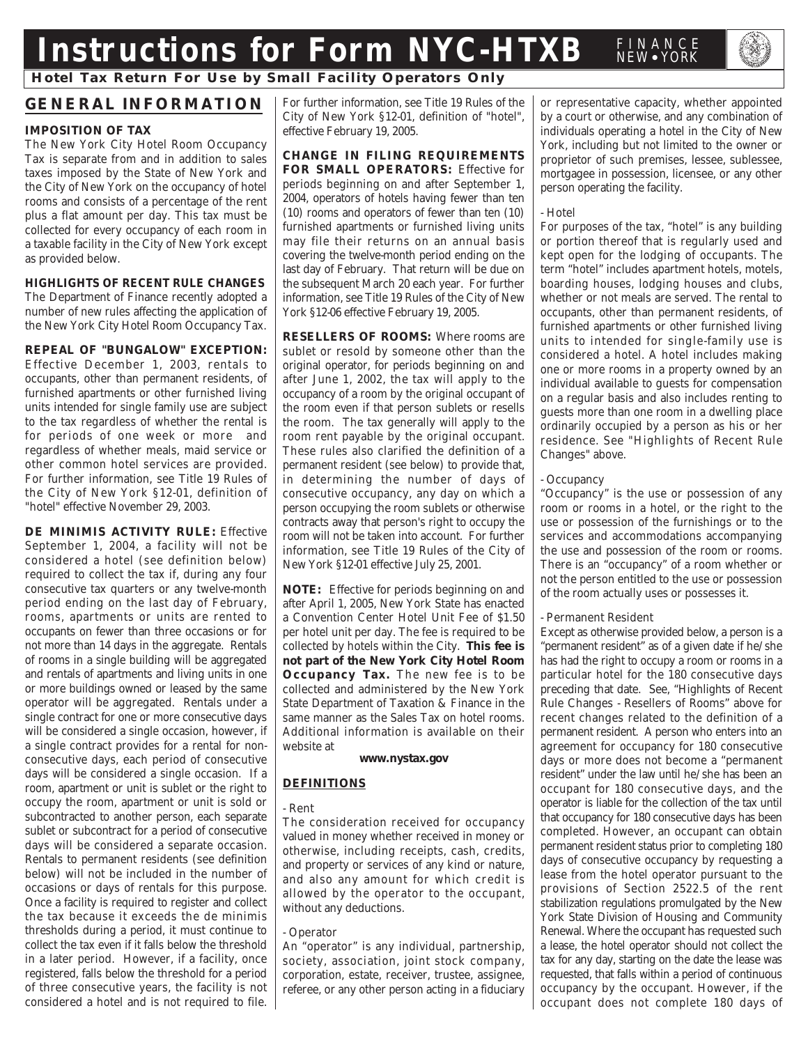# Instructions for Form NYC-HTXB

FINANCE NEW • YORK

**Hotel Tax Return For Use by Small Facility Operators Only**

## GENERAL INFORMATION

**IMPOSITION OF TAX**

The New York City Hotel Room Occupancy Tax is separate from and in addition to sales taxes imposed by the State of New York and the City of New York on the occupancy of hotel rooms and consists of a percentage of the rent plus a flat amount per day. This tax must be collected for every occupancy of each room in a taxable facility in the City of New York except as provided below.

**HIGHLIGHTS OF RECENT RULE CHANGES**

The Department of Finance recently adopted a number of new rules affecting the application of the New York City Hotel Room Occupancy Tax.

**REPEAL OF "BUNGALOW" EXCEPTION:** Effective December 1, 2003, rentals to occupants, other than permanent residents, of furnished apartments or other furnished living units intended for single family use are subject to the tax regardless of whether the rental is for periods of one week or more and regardless of whether meals, maid service or other common hotel services are provided. For further information, see Title 19 Rules of the City of New York §12-01, definition of "hotel" effective November 29, 2003.

**DE MINIMIS ACTIVITY RULE:** Effective September 1, 2004, a facility will not be considered a hotel (see definition below) required to collect the tax if, during any four consecutive tax quarters or any twelve-month period ending on the last day of February, rooms, apartments or units are rented to occupants on fewer than three occasions or for not more than 14 days in the aggregate. Rentals of rooms in a single building will be aggregated and rentals of apartments and living units in one or more buildings owned or leased by the same operator will be aggregated. Rentals under a single contract for one or more consecutive days will be considered a single occasion, however, if a single contract provides for a rental for non-consecutive days, each period of consecutive days will be considered a single occasion. If a room, apartment or unit is sublet or the right to occupy the room, apartment or unit is sold or subcontracted to another person, each separate sublet or subcontract for a period of consecutive days will be considered a separate occasion. Rentals to permanent residents (see definition below) will not be included in the number of occasions or days of rentals for this purpose. Once a facility is required to register and collect the tax because it exceeds the de minimis thresholds during a period, it must continue to collect the tax even if it falls below the threshold in a later period. However, if a facility, once registered, falls below the threshold for a period of three consecutive years, the facility is not considered a hotel and is not required to file. For further information, see Title 19 Rules of the City of New York §12-01, definition of "hotel", effective February 19, 2005.

**CHANGE IN FILING REQUIREMENTS FOR SMALL OPERATORS:** Effective for periods beginning on and after September 1, 2004, operators of hotels having fewer than ten (10) rooms and operators of fewer than ten (10) furnished apartments or furnished living units may file their returns on an annual basis covering the twelve-month period ending on the last day of February. That return will be due on the subsequent March 20 each year. For further information, see Title 19 Rules of the City of New York §12-06 effective February 19, 2005.

**RESELLERS OF ROOMS:** Where rooms are sublet or resold by someone other than the original operator, for periods beginning on and after June 1, 2002, the tax will apply to the occupancy of a room by the original occupant of the room even if that person sublets or resells the room. The tax generally will apply to the room rent payable by the original occupant. These rules also clarified the definition of a permanent resident (see below) to provide that, in determining the number of days of consecutive occupancy, any day on which a person occupying the room sublets or otherwise contracts away that person's right to occupy the room will not be taken into account. For further information, see Title 19 Rules of the City of New York §12-01 effective July 25, 2001.

**NOTE:** Effective for periods beginning on and after April 1, 2005, New York State has enacted a Convention Center Hotel Unit Fee of $1.50 per hotel unit per day. The fee is required to be collected by hotels within the City. **This fee is not part of the New York City Hotel Room Occupancy Tax.** The new fee is to be collected and administered by the New York State Department of Taxation & Finance in the same manner as the Sales Tax on hotel rooms. Additional information is available on their website at

**www.nystax.gov**

**DEFINITIONS**

- Rent

The consideration received for occupancy valued in money whether received in money or otherwise, including receipts, cash, credits, and property or services of any kind or nature, and also any amount for which credit is allowed by the operator to the occupant, without any deductions.

- Operator

An "operator" is any individual, partnership, society, association, joint stock company, corporation, estate, receiver, trustee, assignee, referee, or any other person acting in a fiduciary or representative capacity, whether appointed by a court or otherwise, and any combination of individuals operating a hotel in the City of New York, including but not limited to the owner or proprietor of such premises, lessee, sublessee, mortgagee in possession, licensee, or any other person operating the facility.

- Hotel

For purposes of the tax, "hotel" is any building or portion thereof that is regularly used and kept open for the lodging of occupants. The term "hotel" includes apartment hotels, motels, boarding houses, lodging houses and clubs, whether or not meals are served. The rental to occupants, other than permanent residents, of furnished apartments or other furnished living units to intended for single-family use is considered a hotel. A hotel includes making one or more rooms in a property owned by an individual available to guests for compensation on a regular basis and also includes renting to guests more than one room in a dwelling place ordinarily occupied by a person as his or her residence. See "Highlights of Recent Rule Changes" above.

- Occupancy

"Occupancy" is the use or possession of any room or rooms in a hotel, or the right to the use or possession of the furnishings or to the services and accommodations accompanying the use and possession of the room or rooms. There is an "occupancy" of a room whether or not the person entitled to the use or possession of the room actually uses or possesses it.

- Permanent Resident

Except as otherwise provided below, a person is a "permanent resident" as of a given date if he/she has had the right to occupy a room or rooms in a particular hotel for the 180 consecutive days preceding that date. See, "Highlights of Recent Rule Changes - Resellers of Rooms" above for recent changes related to the definition of a permanent resident. A person who enters into an agreement for occupancy for 180 consecutive days or more does not become a "permanent resident" under the law until he/she has been an occupant for 180 consecutive days, and the operator is liable for the collection of the tax until that occupancy for 180 consecutive days has been completed. However, an occupant can obtain permanent resident status prior to completing 180 days of consecutive occupancy by requesting a lease from the hotel operator pursuant to the provisions of Section 2522.5 of the rent stabilization regulations promulgated by the New York State Division of Housing and Community Renewal. Where the occupant has requested such a lease, the hotel operator should not collect the tax for any day, starting on the date the lease was requested, that falls within a period of continuous occupancy by the occupant. However, if the occupant does not complete 180 days of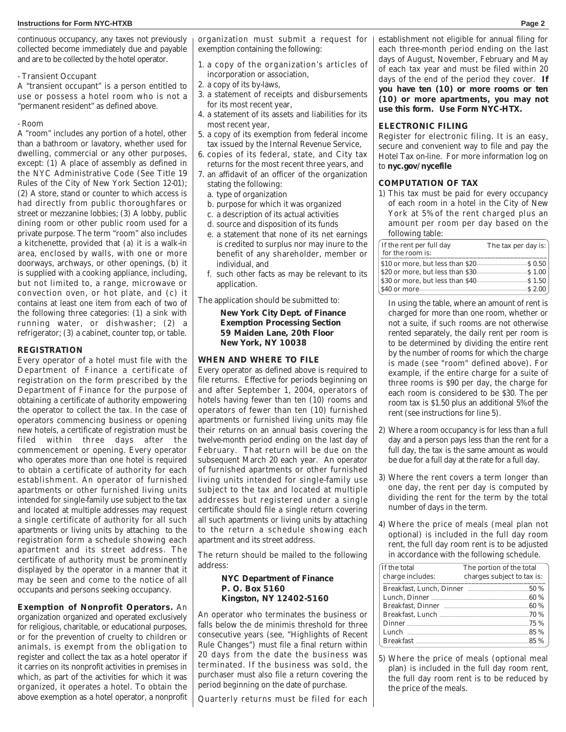continuous occupancy, any taxes not previously collected become immediately due and payable and are to be collected by the hotel operator.

- Transient Occupant

A "transient occupant" is a person entitled to use or possess a hotel room who is not a "permanent resident" as defined above.

- Room

A "room" includes any portion of a hotel, other than a bathroom or lavatory, whether used for dwelling, commercial or any other purposes, except: (1) A place of assembly as defined in the NYC Administrative Code (See Title 19 Rules of the City of New York Section 12-01); (2) A store, stand or counter to which access is had directly from public thoroughfares or street or mezzanine lobbies; (3) A lobby, public dining room or other public room used for a private purpose. The term "room" also includes a kitchenette, provided that (a) it is a walk-in area, enclosed by walls, with one or more doorways, archways, or other openings, (b) it is supplied with a cooking appliance, including, but not limited to, a range, microwave or convection oven, or hot plate, and (c) it contains at least one item from each of two of the following three categories: (1) a sink with running water, or dishwasher; (2) a refrigerator; (3) a cabinet, counter top, or table.

### REGISTRATION

Every operator of a hotel must file with the Department of Finance a certificate of registration on the form prescribed by the Department of Finance for the purpose of obtaining a certificate of authority empowering the operator to collect the tax. In the case of operators commencing business or opening new hotels, a certificate of registration must be filed within three days after the commencement or opening. Every operator who operates more than one hotel is required to obtain a certificate of authority for each establishment. An operator of furnished apartments or other furnished living units intended for single-family use subject to the tax and located at multiple addresses may request a single certificate of authority for all such apartments or living units by attaching to the registration form a schedule showing each apartment and its street address. The certificate of authority must be prominently displayed by the operator in a manner that it may be seen and come to the notice of all occupants and persons seeking occupancy.

**Exemption of Nonprofit Operators.** An organization organized and operated exclusively for religious, charitable, or educational purposes, or for the prevention of cruelty to children or animals, is exempt from the obligation to register and collect the tax as a hotel operator if it carries on its nonprofit activities in premises in which, as part of the activities for which it was organized, it operates a hotel. To obtain the above exemption as a hotel operator, a nonprofit organization must submit a request for exemption containing the following:

1. a copy of the organization's articles of incorporation or association,
2. a copy of its by-laws,
3. a statement of receipts and disbursements for its most recent year,
4. a statement of its assets and liabilities for its most recent year,
5. a copy of its exemption from federal income tax issued by the Internal Revenue Service,
6. copies of its federal, state, and City tax returns for the most recent three years, and
7. an affidavit of an officer of the organization stating the following:
   a. type of organization
   b. purpose for which it was organized
   c. a description of its actual activities
   d. source and disposition of its funds
   e. a statement that none of its net earnings is credited to surplus nor may inure to the benefit of any shareholder, member or individual, and
   f. such other facts as may be relevant to its application.

The application should be submitted to:

**New York City Dept. of Finance**
**Exemption Processing Section**
**59 Maiden Lane, 20th Floor**
**New York, NY 10038**

### WHEN AND WHERE TO FILE

Every operator as defined above is required to file returns. Effective for periods beginning on and after September 1, 2004, operators of hotels having fewer than ten (10) rooms and operators of fewer than ten (10) furnished apartments or furnished living units may file their returns on an annual basis covering the twelve-month period ending on the last day of February. That return will be due on the subsequent March 20 each year. An operator of furnished apartments or other furnished living units intended for single-family use subject to the tax and located at multiple addresses but registered under a single certificate should file a single return covering all such apartments or living units by attaching to the return a schedule showing each apartment and its street address.

The return should be mailed to the following address:

**NYC Department of Finance**
**P. O. Box 5160**
**Kingston, NY 12402-5160**

An operator who terminates the business or falls below the de minimis threshold for three consecutive years (see, "Highlights of Recent Rule Changes") must file a final return within 20 days from the date the business was terminated. If the business was sold, the purchaser must also file a return covering the period beginning on the date of purchase.

Quarterly returns must be filed for each establishment not eligible for annual filing for each three-month period ending on the last days of August, November, February and May of each tax year and must be filed within 20 days of the end of the period they cover. **If you have ten (10) or more rooms or ten (10) or more apartments, you may not use this form. Use Form NYC-HTX.**

### ELECTRONIC FILING

Register for electronic filing. It is an easy, secure and convenient way to file and pay the Hotel Tax on-line. For more information log on to **nyc.gov/nycefile**

### COMPUTATION OF TAX

1) This tax must be paid for every occupancy of each room in a hotel in the City of New York at 5% of the rent charged plus an amount per room per day based on the following table:

| If the rent per full day for the room is: | The tax per day is: |
|---|---|
| $10 or more, but less than $20 | $ 0.50 |
| $20 or more, but less than $30 | $ 1.00 |
| $30 or more, but less than $40 | $ 1.50 |
| $40 or more | $ 2.00 |

In using the table, where an amount of rent is charged for more than one room, whether or not a suite, if such rooms are not otherwise rented separately, the daily rent per room is to be determined by dividing the entire rent by the number of rooms for which the charge is made (see "room" defined above). For example, if the entire charge for a suite of three rooms is $90 per day, the charge for each room is considered to be $30. The per room tax is $1.50 plus an additional 5% of the rent (see instructions for line 5).

2) Where a room occupancy is for less than a full day and a person pays less than the rent for a full day, the tax is the same amount as would be due for a full day at the rate for a full day.

3) Where the rent covers a term longer than one day, the rent per day is computed by dividing the rent for the term by the total number of days in the term.

4) Where the price of meals (meal plan not optional) is included in the full day room rent, the full day room rent is to be adjusted in accordance with the following schedule.

| If the total charge includes: | The portion of the total charges subject to tax is: |
|---|---|
| Breakfast, Lunch, Dinner | 50 % |
| Lunch, Dinner | 60 % |
| Breakfast, Dinner | 60 % |
| Breakfast, Lunch | 70 % |
| Dinner | 75 % |
| Lunch | 85 % |
| Breakfast | 85 % |

5) Where the price of meals (optional meal plan) is included in the full day room rent, the full day room rent is to be reduced by the price of the meals.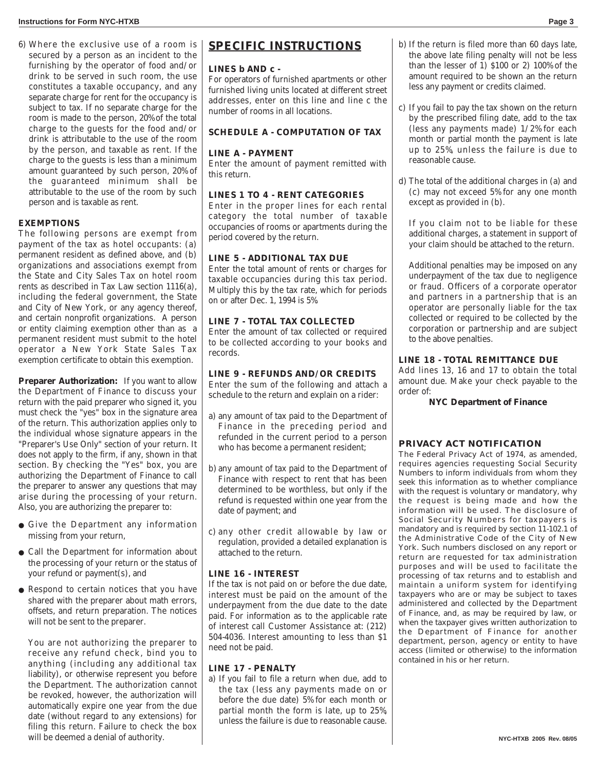6) Where the exclusive use of a room is secured by a person as an incident to the furnishing by the operator of food and/or drink to be served in such room, the use constitutes a taxable occupancy, and any separate charge for rent for the occupancy is subject to tax. If no separate charge for the room is made to the person, 20% of the total charge to the guests for the food and/or drink is attributable to the use of the room by the person, and taxable as rent. If the charge to the guests is less than a minimum amount guaranteed by such person, 20% of the guaranteed minimum shall be attributable to the use of the room by such person and is taxable as rent.

**EXEMPTIONS**

The following persons are exempt from payment of the tax as hotel occupants: (a) permanent resident as defined above, and (b) organizations and associations exempt from the State and City Sales Tax on hotel room rents as described in Tax Law section 1116(a), including the federal government, the State and City of New York, or any agency thereof, and certain nonprofit organizations. A person or entity claiming exemption other than as a permanent resident must submit to the hotel operator a New York State Sales Tax exemption certificate to obtain this exemption.

**Preparer Authorization:** If you want to allow the Department of Finance to discuss your return with the paid preparer who signed it, you must check the "yes" box in the signature area of the return. This authorization applies only to the individual whose signature appears in the "Preparer's Use Only" section of your return. It does not apply to the firm, if any, shown in that section. By checking the "Yes" box, you are authorizing the Department of Finance to call the preparer to answer any questions that may arise during the processing of your return. Also, you are authorizing the preparer to:

- Give the Department any information missing from your return,
- Call the Department for information about the processing of your return or the status of your refund or payment(s), and
- Respond to certain notices that you have shared with the preparer about math errors, offsets, and return preparation. The notices will not be sent to the preparer.

You are not authorizing the preparer to receive any refund check, bind you to anything (including any additional tax liability), or otherwise represent you before the Department. The authorization cannot be revoked, however, the authorization will automatically expire one year from the due date (without regard to any extensions) for filing this return. Failure to check the box will be deemed a denial of authority.

## SPECIFIC INSTRUCTIONS

**LINES b AND c -**

For operators of furnished apartments or other furnished living units located at different street addresses, enter on this line and line c the number of rooms in all locations.

**SCHEDULE A - COMPUTATION OF TAX**

**LINE A - PAYMENT**

Enter the amount of payment remitted with this return.

**LINES 1 TO 4 - RENT CATEGORIES**

Enter in the proper lines for each rental category the total number of taxable occupancies of rooms or apartments during the period covered by the return.

**LINE 5 - ADDITIONAL TAX DUE**

Enter the total amount of rents or charges for taxable occupancies during this tax period. Multiply this by the tax rate, which for periods on or after Dec. 1, 1994 is 5%.

**LINE 7 - TOTAL TAX COLLECTED**

Enter the amount of tax collected or required to be collected according to your books and records.

**LINE 9 - REFUNDS AND/OR CREDITS**

Enter the sum of the following and attach a schedule to the return and explain on a rider:

a) any amount of tax paid to the Department of Finance in the preceding period and refunded in the current period to a person who has become a permanent resident;

b) any amount of tax paid to the Department of Finance with respect to rent that has been determined to be worthless, but only if the refund is requested within one year from the date of payment; and

c) any other credit allowable by law or regulation, provided a detailed explanation is attached to the return.

**LINE 16 - INTEREST**

If the tax is not paid on or before the due date, interest must be paid on the amount of the underpayment from the due date to the date paid. For information as to the applicable rate of interest call Customer Assistance at: (212) 504-4036. Interest amounting to less than $1 need not be paid.

**LINE 17 - PENALTY**

a) If you fail to file a return when due, add to the tax (less any payments made on or before the due date) 5% for each month or partial month the form is late, up to 25%, unless the failure is due to reasonable cause.

b) If the return is filed more than 60 days late, the above late filing penalty will not be less than the lesser of 1) $100 or 2) 100% of the amount required to be shown an the return less any payment or credits claimed.

c) If you fail to pay the tax shown on the return by the prescribed filing date, add to the tax (less any payments made) 1/2% for each month or partial month the payment is late up to 25%, unless the failure is due to reasonable cause.

d) The total of the additional charges in (a) and (c) may not exceed 5% for any one month except as provided in (b).

If you claim not to be liable for these additional charges, a statement in support of your claim should be attached to the return.

Additional penalties may be imposed on any underpayment of the tax due to negligence or fraud. Officers of a corporate operator and partners in a partnership that is an operator are personally liable for the tax collected or required to be collected by the corporation or partnership and are subject to the above penalties.

**LINE 18 - TOTAL REMITTANCE DUE**

Add lines 13, 16 and 17 to obtain the total amount due. Make your check payable to the order of:

**NYC Department of Finance**

**PRIVACY ACT NOTIFICATION**

The Federal Privacy Act of 1974, as amended, requires agencies requesting Social Security Numbers to inform individuals from whom they seek this information as to whether compliance with the request is voluntary or mandatory, why the request is being made and how the information will be used. The disclosure of Social Security Numbers for taxpayers is mandatory and is required by section 11-102.1 of the Administrative Code of the City of New York. Such numbers disclosed on any report or return are requested for tax administration purposes and will be used to facilitate the processing of tax returns and to establish and maintain a uniform system for identifying taxpayers who are or may be subject to taxes administered and collected by the Department of Finance, and, as may be required by law, or when the taxpayer gives written authorization to the Department of Finance for another department, person, agency or entity to have access (limited or otherwise) to the information contained in his or her return.